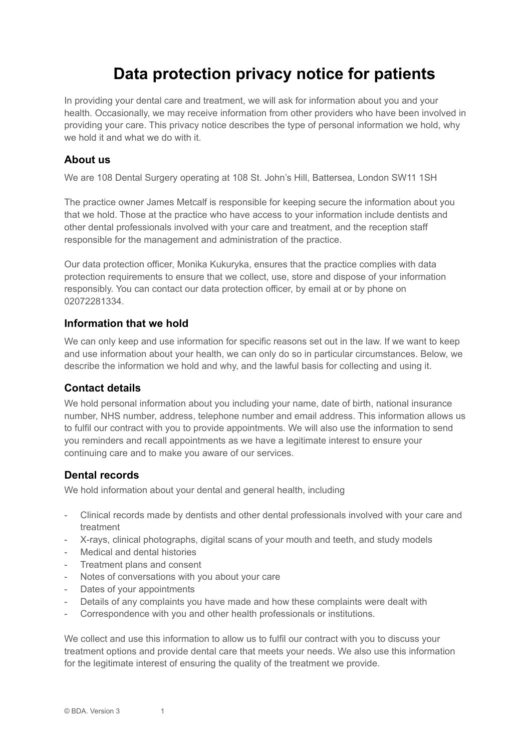# Data protection privacy notice for patients

In providing your dental care and treatment, we will ask for information about you and your health. Occasionally, we may receive information from other providers who have been involved in providing your care. This privacy notice describes the type of personal information we hold, why we hold it and what we do with it.

## About us

We are 108 Dental Surgery operating at 108 St. John's Hill, Battersea, London SW11 1SH

The practice owner James Metcalf is responsible for keeping secure the information about you that we hold. Those at the practice who have access to your information include dentists and other dental professionals involved with your care and treatment, and the reception staff responsible for the management and administration of the practice.

Our data protection officer, Monika Kukuryka, ensures that the practice complies with data protection requirements to ensure that we collect, use, store and dispose of your information responsibly. You can contact our data protection officer, by email at or by phone on 02072281334.

## Information that we hold

We can only keep and use information for specific reasons set out in the law. If we want to keep and use information about your health, we can only do so in particular circumstances. Below, we describe the information we hold and why, and the lawful basis for collecting and using it.

## Contact details

We hold personal information about you including your name, date of birth, national insurance number, NHS number, address, telephone number and email address. This information allows us to fulfil our contract with you to provide appointments. We will also use the information to send you reminders and recall appointments as we have a legitimate interest to ensure your continuing care and to make you aware of our services.

## Dental records

We hold information about your dental and general health, including

- Clinical records made by dentists and other dental professionals involved with your care and treatment
- X-rays, clinical photographs, digital scans of your mouth and teeth, and study models
- Medical and dental histories
- Treatment plans and consent
- Notes of conversations with you about your care
- Dates of your appointments
- Details of any complaints you have made and how these complaints were dealt with
- Correspondence with you and other health professionals or institutions.

We collect and use this information to allow us to fulfil our contract with you to discuss your treatment options and provide dental care that meets your needs. We also use this information for the legitimate interest of ensuring the quality of the treatment we provide.

© BDA. Version 3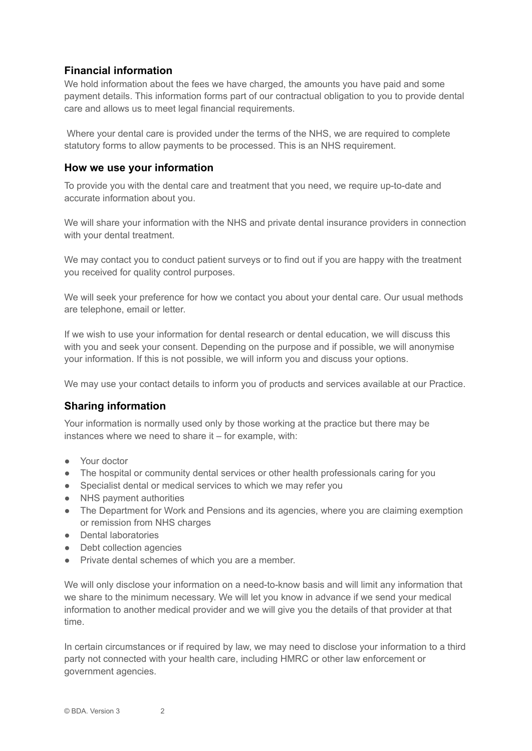## Financial information

We hold information about the fees we have charged, the amounts you have paid and some payment details. This information forms part of our contractual obligation to you to provide dental care and allows us to meet legal financial requirements.

Where your dental care is provided under the terms of the NHS, we are required to complete statutory forms to allow payments to be processed. This is an NHS requirement.

## How we use your information

To provide you with the dental care and treatment that you need, we require up-to-date and accurate information about you.

We will share your information with the NHS and private dental insurance providers in connection with your dental treatment.

We may contact you to conduct patient surveys or to find out if you are happy with the treatment you received for quality control purposes.

We will seek your preference for how we contact you about your dental care. Our usual methods are telephone, email or letter.

If we wish to use your information for dental research or dental education, we will discuss this with you and seek your consent. Depending on the purpose and if possible, we will anonymise your information. If this is not possible, we will inform you and discuss your options.

We may use your contact details to inform you of products and services available at our Practice.

## Sharing information

Your information is normally used only by those working at the practice but there may be instances where we need to share it – for example, with:

- Your doctor
- The hospital or community dental services or other health professionals caring for you
- Specialist dental or medical services to which we may refer you
- NHS payment authorities
- The Department for Work and Pensions and its agencies, where you are claiming exemption or remission from NHS charges
- Dental laboratories
- Debt collection agencies
- Private dental schemes of which you are a member.

We will only disclose your information on a need-to-know basis and will limit any information that we share to the minimum necessary. We will let you know in advance if we send your medical information to another medical provider and we will give you the details of that provider at that time.

In certain circumstances or if required by law, we may need to disclose your information to a third party not connected with your health care, including HMRC or other law enforcement or government agencies.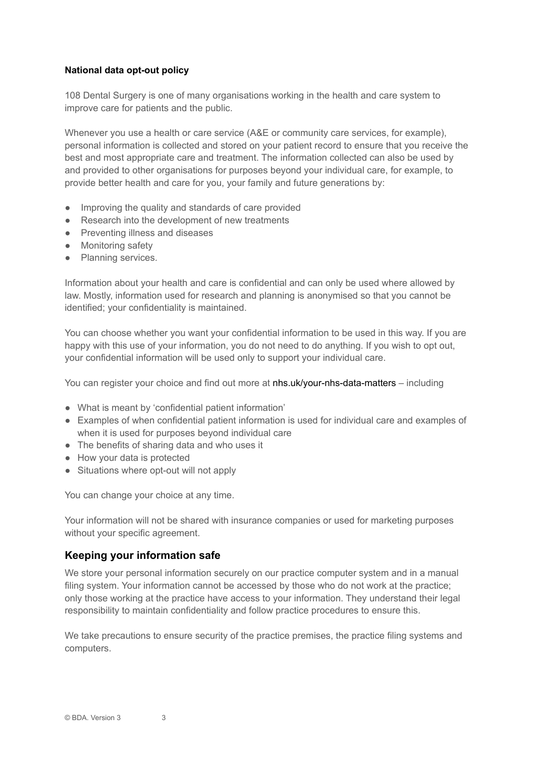**National data opt-out policy**

108 Dental Surgery is one of many organisations working in the health and care system to improve care for patients and the public.

Whenever you use a health or care service (A&E or community care services, for example), personal information is collected and stored on your patient record to ensure that you receive the best and most appropriate care and treatment. The information collected can also be used by and provided to other organisations for purposes beyond your individual care, for example, to provide better health and care for you, your family and future generations by:

- Improving the quality and standards of care provided
- Research into the development of new treatments
- Preventing illness and diseases
- Monitoring safety
- Planning services.

Information about your health and care is confidential and can only be used where allowed by law. Mostly, information used for research and planning is anonymised so that you cannot be identified; your confidentiality is maintained.

You can choose whether you want your confidential information to be used in this way. If you are happy with this use of your information, you do not need to do anything. If you wish to opt out, your confidential information will be used only to support your individual care.

You can register your choice and find out more at nhs.uk/your-nhs-data-matters – including

- What is meant by 'confidential patient information'
- Examples of when confidential patient information is used for individual care and examples of when it is used for purposes beyond individual care
- The benefits of sharing data and who uses it
- How your data is protected
- Situations where opt-out will not apply

You can change your choice at any time.

Your information will not be shared with insurance companies or used for marketing purposes without your specific agreement.

## Keeping your information safe

We store your personal information securely on our practice computer system and in a manual filing system. Your information cannot be accessed by those who do not work at the practice; only those working at the practice have access to your information. They understand their legal responsibility to maintain confidentiality and follow practice procedures to ensure this.

We take precautions to ensure security of the practice premises, the practice filing systems and computers.

© BDA. Version 3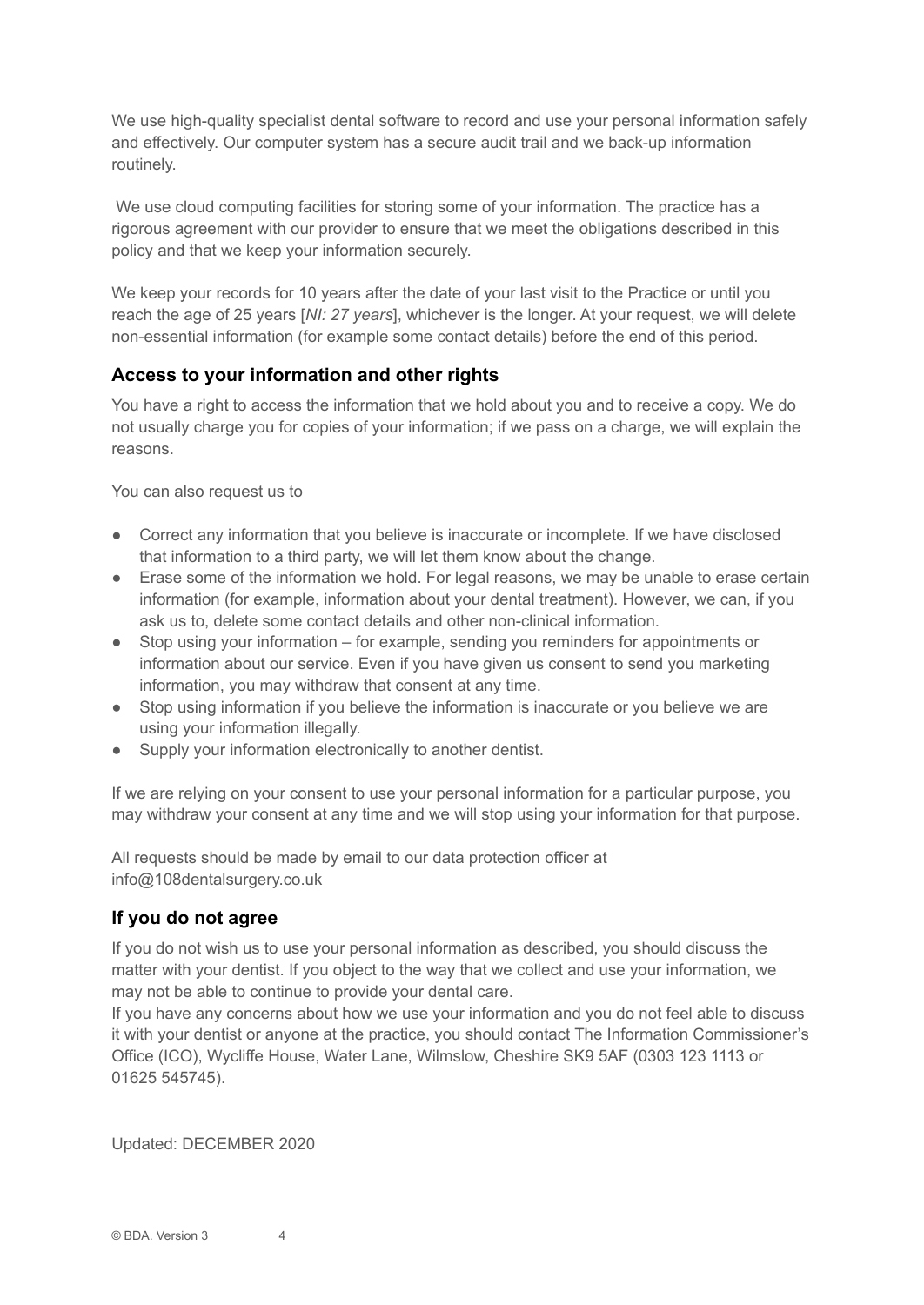We use high-quality specialist dental software to record and use your personal information safely and effectively. Our computer system has a secure audit trail and we back-up information routinely.

We use cloud computing facilities for storing some of your information. The practice has a rigorous agreement with our provider to ensure that we meet the obligations described in this policy and that we keep your information securely.

We keep your records for 10 years after the date of your last visit to the Practice or until you reach the age of 25 years [*NI: 27 years*], whichever is the longer. At your request, we will delete non-essential information (for example some contact details) before the end of this period.

### Access to your information and other rights

You have a right to access the information that we hold about you and to receive a copy. We do not usually charge you for copies of your information; if we pass on a charge, we will explain the reasons.

You can also request us to

- Correct any information that you believe is inaccurate or incomplete. If we have disclosed that information to a third party, we will let them know about the change.
- Erase some of the information we hold. For legal reasons, we may be unable to erase certain information (for example, information about your dental treatment). However, we can, if you ask us to, delete some contact details and other non-clinical information.
- Stop using your information – for example, sending you reminders for appointments or information about our service. Even if you have given us consent to send you marketing information, you may withdraw that consent at any time.
- Stop using information if you believe the information is inaccurate or you believe we are using your information illegally.
- Supply your information electronically to another dentist.

If we are relying on your consent to use your personal information for a particular purpose, you may withdraw your consent at any time and we will stop using your information for that purpose.

All requests should be made by email to our data protection officer at info@108dentalsurgery.co.uk

### If you do not agree

If you do not wish us to use your personal information as described, you should discuss the matter with your dentist. If you object to the way that we collect and use your information, we may not be able to continue to provide your dental care.
If you have any concerns about how we use your information and you do not feel able to discuss it with your dentist or anyone at the practice, you should contact The Information Commissioner's Office (ICO), Wycliffe House, Water Lane, Wilmslow, Cheshire SK9 5AF (0303 123 1113 or 01625 545745).

Updated: DECEMBER 2020

© BDA. Version 3